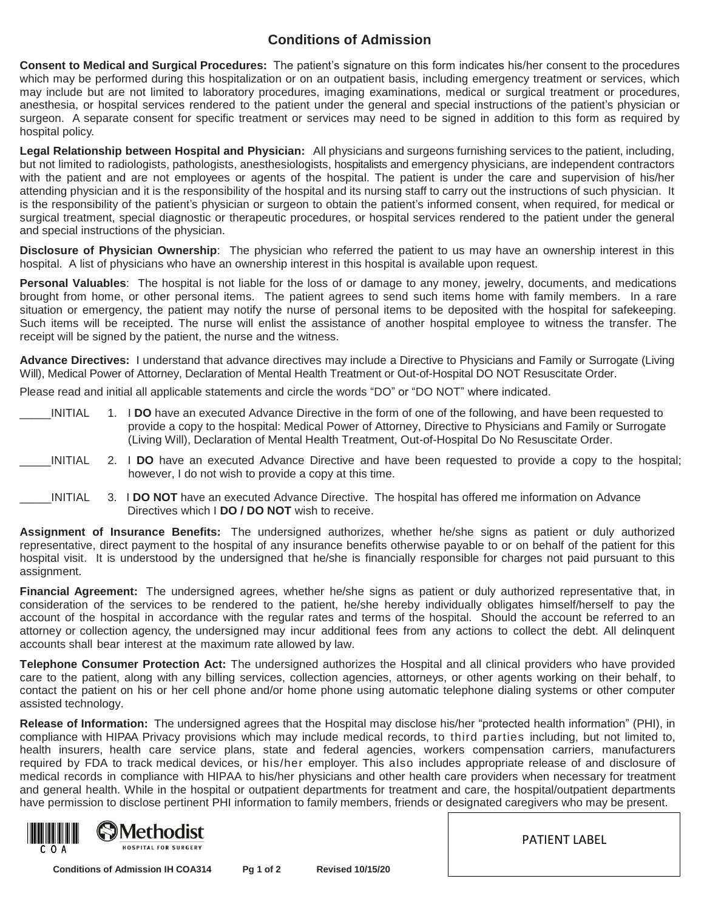# Conditions of Admission

**Consent to Medical and Surgical Procedures:** The patient's signature on this form indicates his/her consent to the procedures which may be performed during this hospitalization or on an outpatient basis, including emergency treatment or services, which may include but are not limited to laboratory procedures, imaging examinations, medical or surgical treatment or procedures, anesthesia, or hospital services rendered to the patient under the general and special instructions of the patient's physician or surgeon. A separate consent for specific treatment or services may need to be signed in addition to this form as required by hospital policy.

**Legal Relationship between Hospital and Physician:** All physicians and surgeons furnishing services to the patient, including, but not limited to radiologists, pathologists, anesthesiologists, hospitalists and emergency physicians, are independent contractors with the patient and are not employees or agents of the hospital. The patient is under the care and supervision of his/her attending physician and it is the responsibility of the hospital and its nursing staff to carry out the instructions of such physician. It is the responsibility of the patient's physician or surgeon to obtain the patient's informed consent, when required, for medical or surgical treatment, special diagnostic or therapeutic procedures, or hospital services rendered to the patient under the general and special instructions of the physician.

**Disclosure of Physician Ownership**: The physician who referred the patient to us may have an ownership interest in this hospital. A list of physicians who have an ownership interest in this hospital is available upon request.

**Personal Valuables**: The hospital is not liable for the loss of or damage to any money, jewelry, documents, and medications brought from home, or other personal items. The patient agrees to send such items home with family members. In a rare situation or emergency, the patient may notify the nurse of personal items to be deposited with the hospital for safekeeping. Such items will be receipted. The nurse will enlist the assistance of another hospital employee to witness the transfer. The receipt will be signed by the patient, the nurse and the witness.

**Advance Directives:** I understand that advance directives may include a Directive to Physicians and Family or Surrogate (Living Will), Medical Power of Attorney, Declaration of Mental Health Treatment or Out-of-Hospital DO NOT Resuscitate Order.

Please read and initial all applicable statements and circle the words "DO" or "DO NOT" where indicated.

_____INITIAL 1. I **DO** have an executed Advance Directive in the form of one of the following, and have been requested to provide a copy to the hospital: Medical Power of Attorney, Directive to Physicians and Family or Surrogate (Living Will), Declaration of Mental Health Treatment, Out-of-Hospital Do No Resuscitate Order.

_____INITIAL 2. I **DO** have an executed Advance Directive and have been requested to provide a copy to the hospital; however, I do not wish to provide a copy at this time.

_____INITIAL 3. I **DO NOT** have an executed Advance Directive. The hospital has offered me information on Advance Directives which I **DO / DO NOT** wish to receive.

**Assignment of Insurance Benefits:** The undersigned authorizes, whether he/she signs as patient or duly authorized representative, direct payment to the hospital of any insurance benefits otherwise payable to or on behalf of the patient for this hospital visit. It is understood by the undersigned that he/she is financially responsible for charges not paid pursuant to this assignment.

**Financial Agreement:** The undersigned agrees, whether he/she signs as patient or duly authorized representative that, in consideration of the services to be rendered to the patient, he/she hereby individually obligates himself/herself to pay the account of the hospital in accordance with the regular rates and terms of the hospital. Should the account be referred to an attorney or collection agency, the undersigned may incur additional fees from any actions to collect the debt. All delinquent accounts shall bear interest at the maximum rate allowed by law.

**Telephone Consumer Protection Act:** The undersigned authorizes the Hospital and all clinical providers who have provided care to the patient, along with any billing services, collection agencies, attorneys, or other agents working on their behalf, to contact the patient on his or her cell phone and/or home phone using automatic telephone dialing systems or other computer assisted technology.

**Release of Information:** The undersigned agrees that the Hospital may disclose his/her "protected health information" (PHI), in compliance with HIPAA Privacy provisions which may include medical records, to third parties including, but not limited to, health insurers, health care service plans, state and federal agencies, workers compensation carriers, manufacturers required by FDA to track medical devices, or his/her employer. This also includes appropriate release of and disclosure of medical records in compliance with HIPAA to his/her physicians and other health care providers when necessary for treatment and general health. While in the hospital or outpatient departments for treatment and care, the hospital/outpatient departments have permission to disclose pertinent PHI information to family members, friends or designated caregivers who may be present.

COA

Methodist HOSPITAL FOR SURGERY

PATIENT LABEL

Conditions of Admission IH COA314 Revised 10/15/20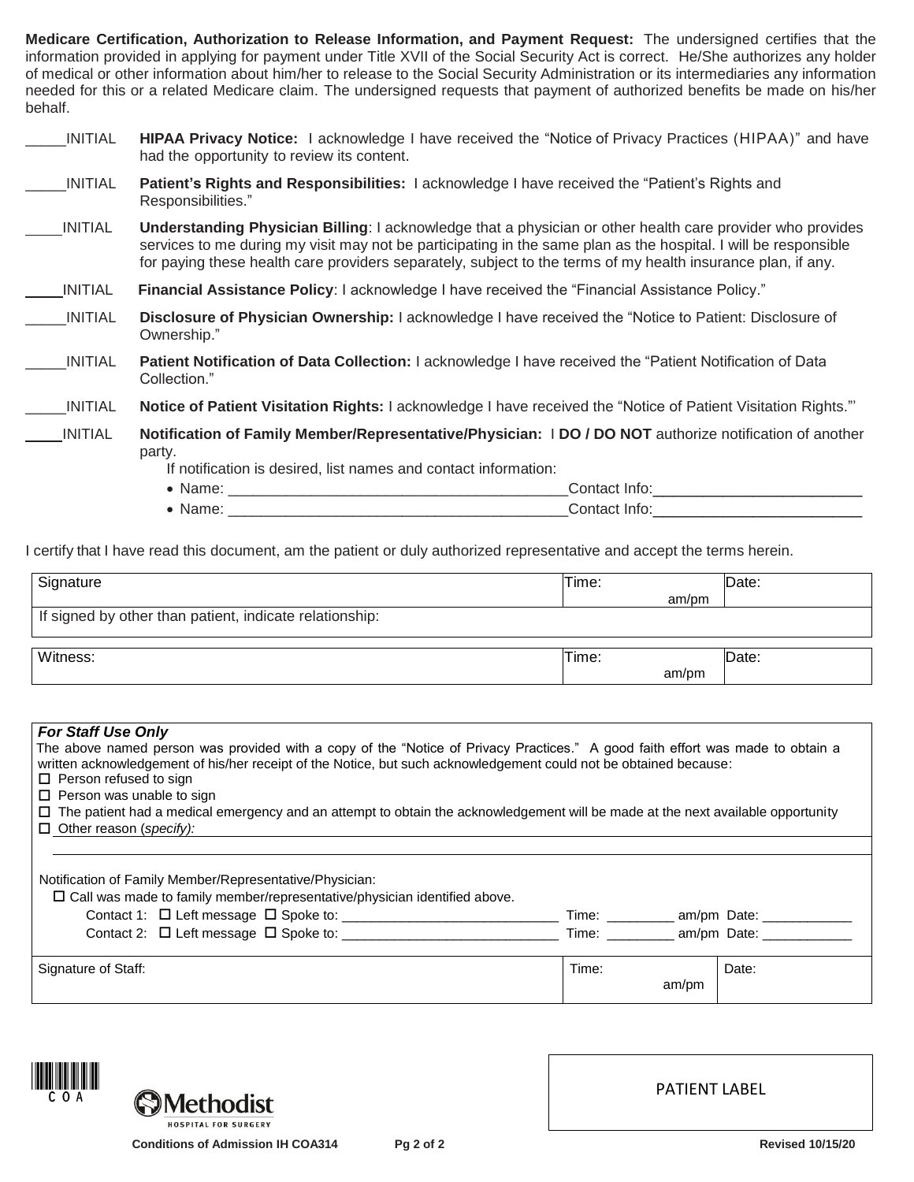**Medicare Certification, Authorization to Release Information, and Payment Request:** The undersigned certifies that the information provided in applying for payment under Title XVII of the Social Security Act is correct. He/She authorizes any holder of medical or other information about him/her to release to the Social Security Administration or its intermediaries any information needed for this or a related Medicare claim. The undersigned requests that payment of authorized benefits be made on his/her behalf.

_____INITIAL **HIPAA Privacy Notice:** I acknowledge I have received the "Notice of Privacy Practices (HIPAA)" and have had the opportunity to review its content.

_____INITIAL **Patient's Rights and Responsibilities:** I acknowledge I have received the "Patient's Rights and Responsibilities."

_____INITIAL **Understanding Physician Billing**: I acknowledge that a physician or other health care provider who provides services to me during my visit may not be participating in the same plan as the hospital. I will be responsible for paying these health care providers separately, subject to the terms of my health insurance plan, if any.

_____INITIAL **Financial Assistance Policy**: I acknowledge I have received the "Financial Assistance Policy."

_____INITIAL **Disclosure of Physician Ownership:** I acknowledge I have received the "Notice to Patient: Disclosure of Ownership."

_____INITIAL **Patient Notification of Data Collection:** I acknowledge I have received the "Patient Notification of Data Collection."

_____INITIAL **Notice of Patient Visitation Rights:** I acknowledge I have received the "Notice of Patient Visitation Rights."'

_____INITIAL **Notification of Family Member/Representative/Physician:** I **DO / DO NOT** authorize notification of another party.

If notification is desired, list names and contact information:

- Name: ________________________________________ Contact Info: _________________________
- Name: ________________________________________ Contact Info: _________________________

I certify that I have read this document, am the patient or duly authorized representative and accept the terms herein.

| | | |
|---|---|---|
| Signature | Time: am/pm | Date: |
| If signed by other than patient, indicate relationship: | | |

| | | |
|---|---|---|
| Witness: | Time: am/pm | Date: |

***For Staff Use Only***

The above named person was provided with a copy of the "Notice of Privacy Practices." A good faith effort was made to obtain a written acknowledgement of his/her receipt of the Notice, but such acknowledgement could not be obtained because:

☐ Person refused to sign
☐ Person was unable to sign
☐ The patient had a medical emergency and an attempt to obtain the acknowledgement will be made at the next available opportunity
☐ Other reason (*specify):* ________________________________________

Notification of Family Member/Representative/Physician:

☐ Call was made to family member/representative/physician identified above.

Contact 1: ☐ Left message ☐ Spoke to: ____________________________ Time: _________ am/pm Date: ____________

Contact 2: ☐ Left message ☐ Spoke to: ____________________________ Time: _________ am/pm Date: ____________

| | | |
|---|---|---|
| Signature of Staff: | Time: am/pm | Date: |

COA

Methodist HOSPITAL FOR SURGERY

PATIENT LABEL

Conditions of Admission IH COA314 Revised 10/15/20